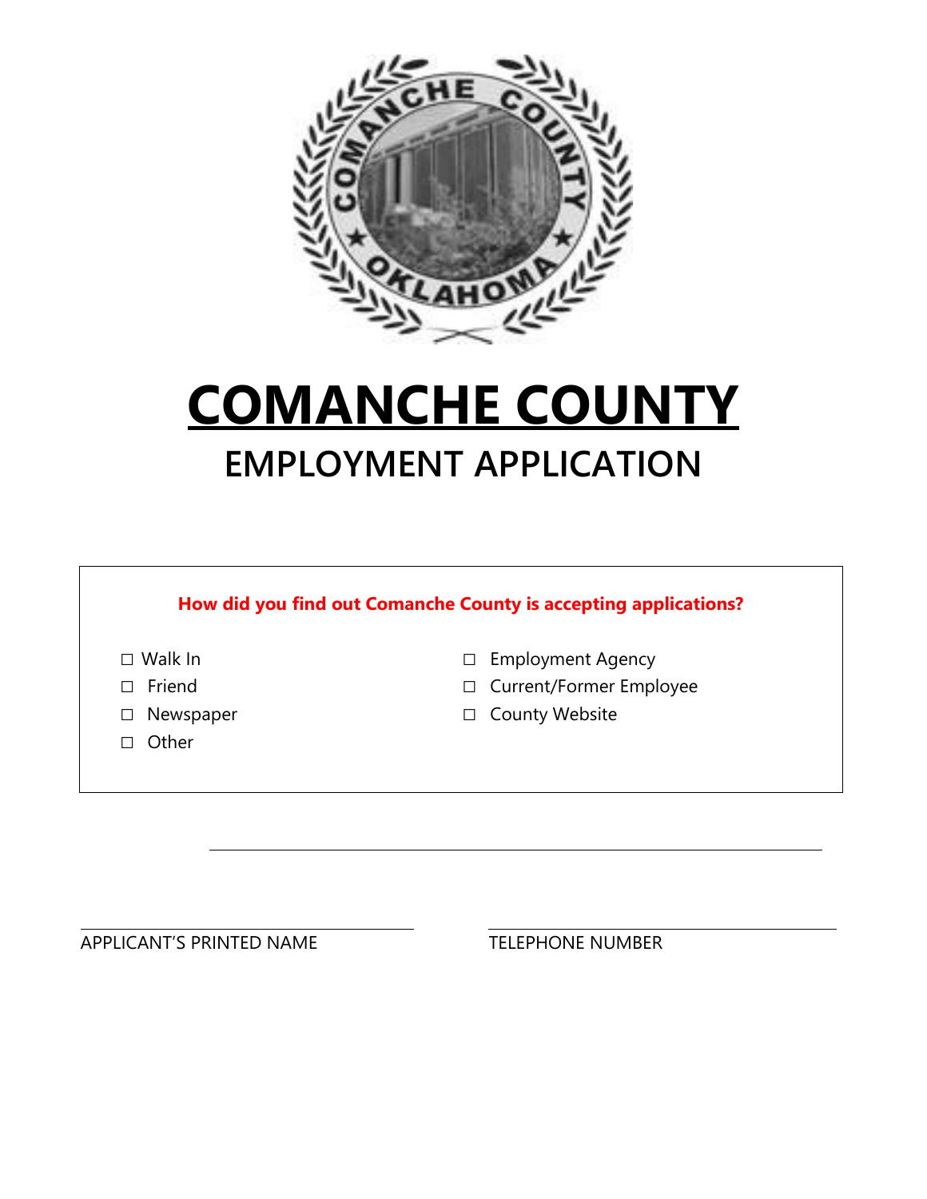# COMANCHE COUNTY

## EMPLOYMENT APPLICATION

**How did you find out Comanche County is accepting applications?**

- ☐ Walk In
- ☐ Friend
- ☐ Newspaper
- ☐ Other
- ☐ Employment Agency
- ☐ Current/Former Employee
- ☐ County Website

_______________________________________________

APPLICANT'S PRINTED NAME

TELEPHONE NUMBER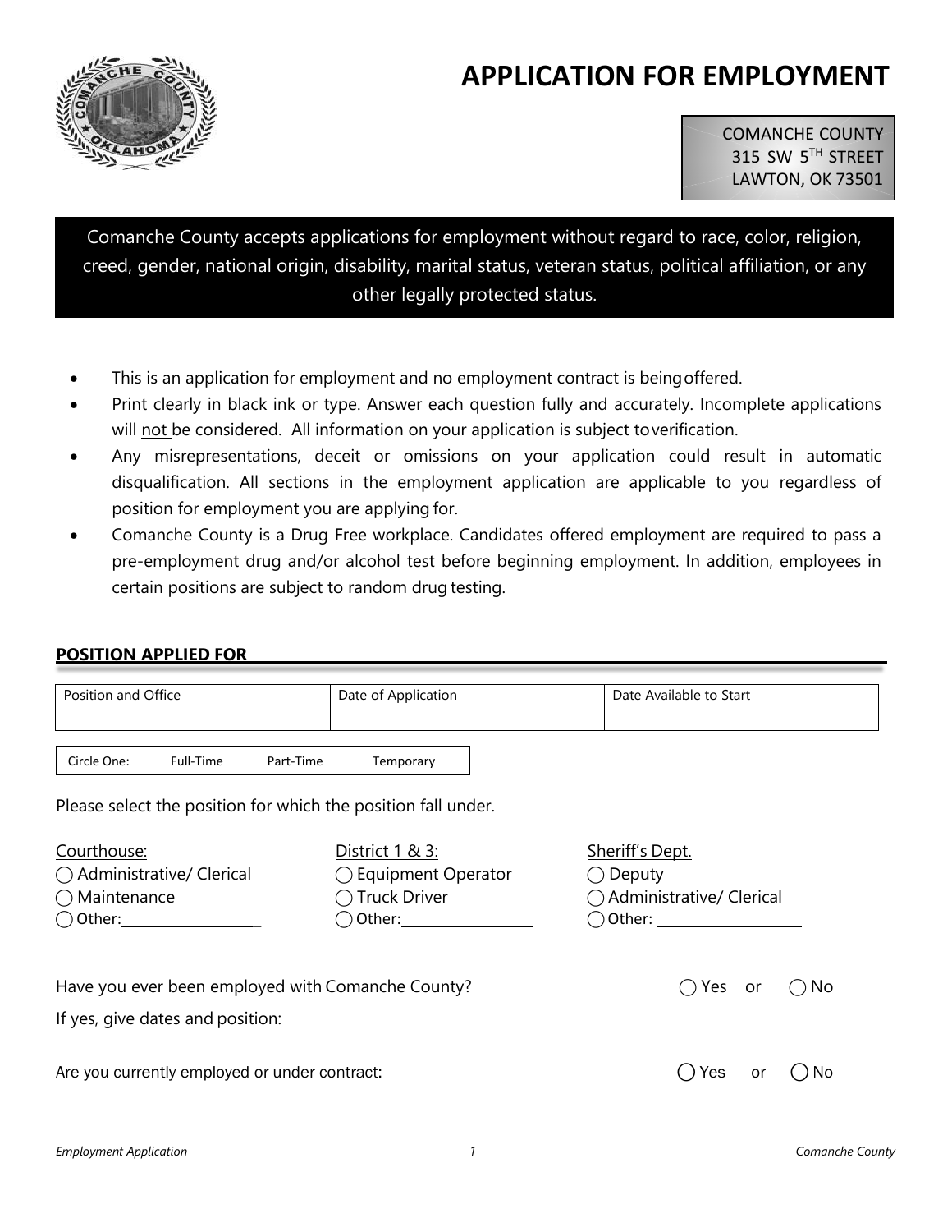# APPLICATION FOR EMPLOYMENT

COMANCHE COUNTY
315 SW 5TH STREET
LAWTON, OK 73501

Comanche County accepts applications for employment without regard to race, color, religion, creed, gender, national origin, disability, marital status, veteran status, political affiliation, or any other legally protected status.

- This is an application for employment and no employment contract is being offered.
- Print clearly in black ink or type. Answer each question fully and accurately. Incomplete applications will not be considered. All information on your application is subject to verification.
- Any misrepresentations, deceit or omissions on your application could result in automatic disqualification. All sections in the employment application are applicable to you regardless of position for employment you are applying for.
- Comanche County is a Drug Free workplace. Candidates offered employment are required to pass a pre-employment drug and/or alcohol test before beginning employment. In addition, employees in certain positions are subject to random drug testing.

## POSITION APPLIED FOR

| Position and Office | Date of Application | Date Available to Start |
|---|---|---|
| | | |

Circle One: Full-Time Part-Time Temporary

Please select the position for which the position fall under.

| Courthouse: | District 1 & 3: | Sheriff's Dept. |
|---|---|---|
| ◯ Administrative/ Clerical | ◯ Equipment Operator | ◯ Deputy |
| ◯ Maintenance | ◯ Truck Driver | ◯ Administrative/ Clerical |
| ◯ Other:__________ | ◯ Other:__________ | ◯ Other:__________ |

Have you ever been employed with Comanche County? ◯ Yes or ◯ No

If yes, give dates and position: ______________________________

Are you currently employed or under contract: ◯ Yes or ◯ No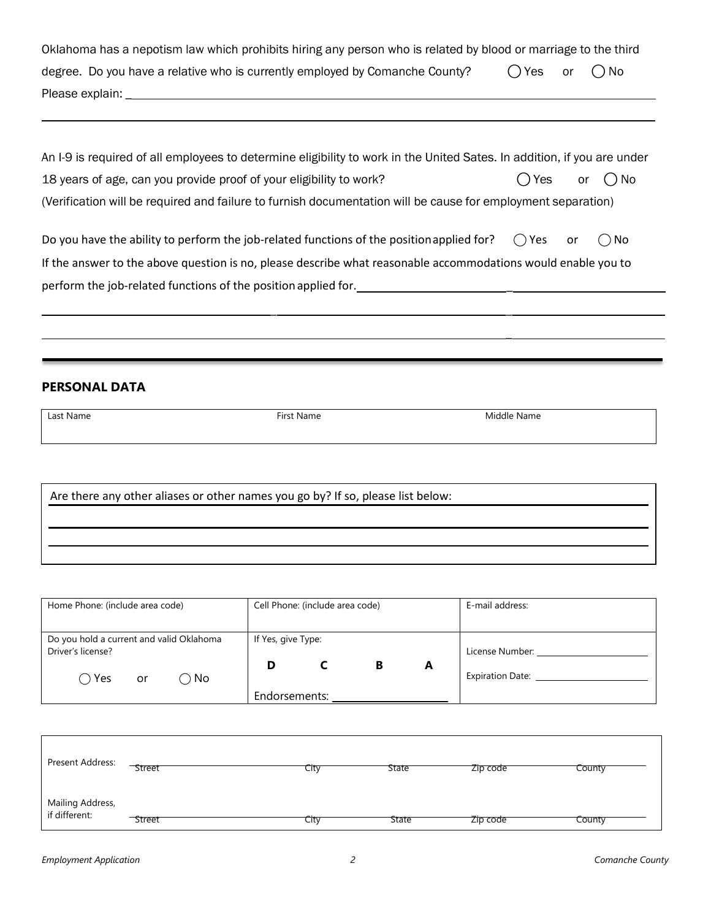Oklahoma has a nepotism law which prohibits hiring any person who is related by blood or marriage to the third degree. Do you have a relative who is currently employed by Comanche County? ◯ Yes or ◯ No

Please explain: ___________________________________________________________________________

_______________________________________________________________________________________

An I-9 is required of all employees to determine eligibility to work in the United Sates. In addition, if you are under 18 years of age, can you provide proof of your eligibility to work? ◯ Yes or ◯ No

(Verification will be required and failure to furnish documentation will be cause for employment separation)

Do you have the ability to perform the job-related functions of the position applied for? ◯ Yes or ◯ No

If the answer to the above question is no, please describe what reasonable accommodations would enable you to perform the job-related functions of the position applied for. ___________________________________________

_______________________________________________________________________________________

_______________________________________________________________________________________

## PERSONAL DATA

| Last Name | First Name | Middle Name |
|---|---|---|
| | | |

| Are there any other aliases or other names you go by? If so, please list below: |
|---|
| |
| |

| Home Phone: (include area code) | Cell Phone: (include area code) | E-mail address: |
|---|---|---|
| Do you hold a current and valid Oklahoma Driver's license? ◯ Yes or ◯ No | If Yes, give Type: **D** **C** **B** **A** Endorsements: ______________ | License Number: ______________ Expiration Date: ______________ |

| | Street | City | State | Zip code | County |
|---|---|---|---|---|---|
| Present Address: | | | | | |
| Mailing Address, if different: | | | | | |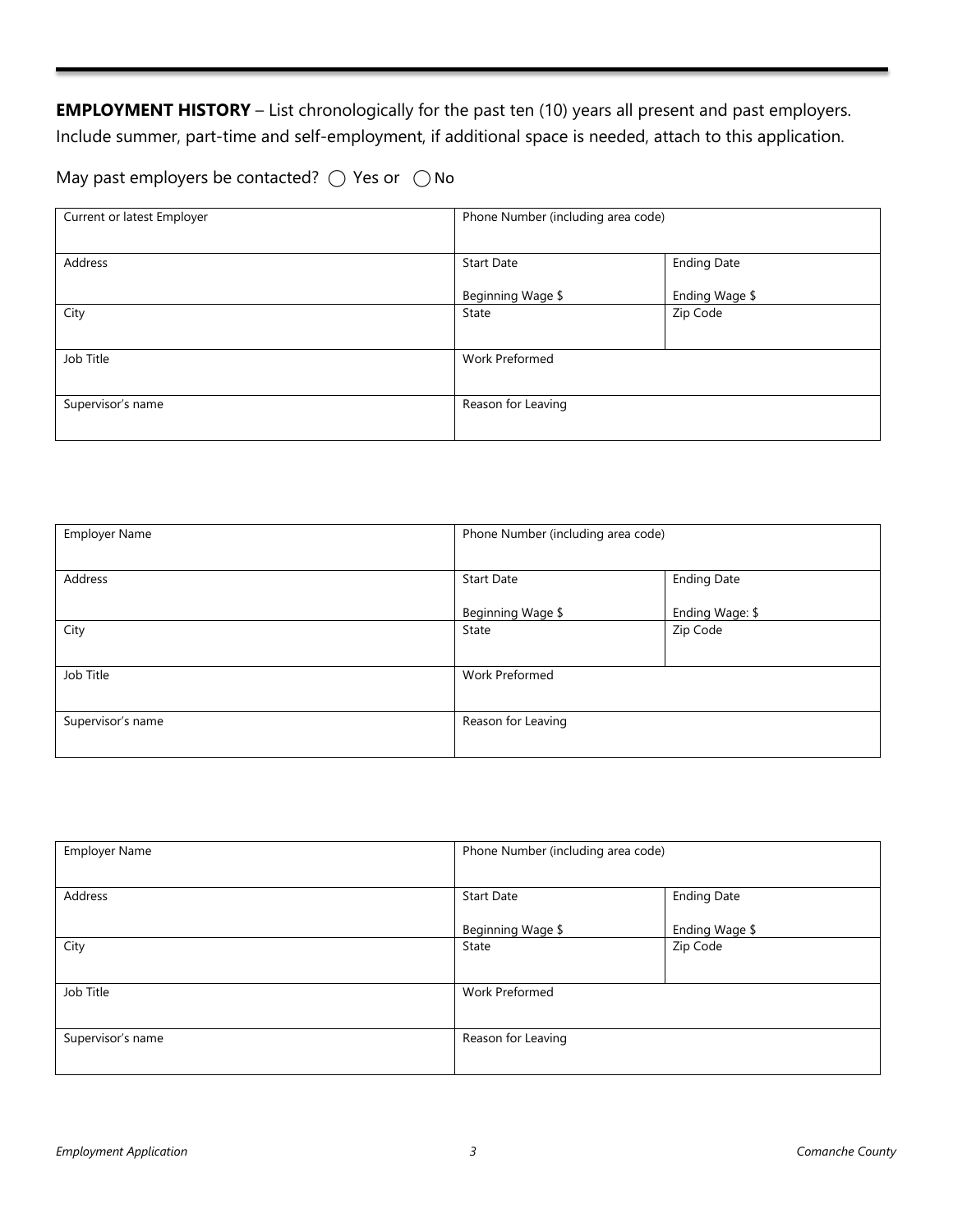**EMPLOYMENT HISTORY** – List chronologically for the past ten (10) years all present and past employers. Include summer, part-time and self-employment, if additional space is needed, attach to this application.

May past employers be contacted? ◯ Yes or ◯ No

| Current or latest Employer | Phone Number (including area code) | |
|---|---|---|
| Address | Start Date<br>Beginning Wage $ | Ending Date<br>Ending Wage $ |
| City | State | Zip Code |
| Job Title | Work Preformed | |
| Supervisor's name | Reason for Leaving | |

| Employer Name | Phone Number (including area code) | |
|---|---|---|
| Address | Start Date<br>Beginning Wage $ | Ending Date<br>Ending Wage: $ |
| City | State | Zip Code |
| Job Title | Work Preformed | |
| Supervisor's name | Reason for Leaving | |

| Employer Name | Phone Number (including area code) | |
|---|---|---|
| Address | Start Date<br>Beginning Wage $ | Ending Date<br>Ending Wage $ |
| City | State | Zip Code |
| Job Title | Work Preformed | |
| Supervisor's name | Reason for Leaving | |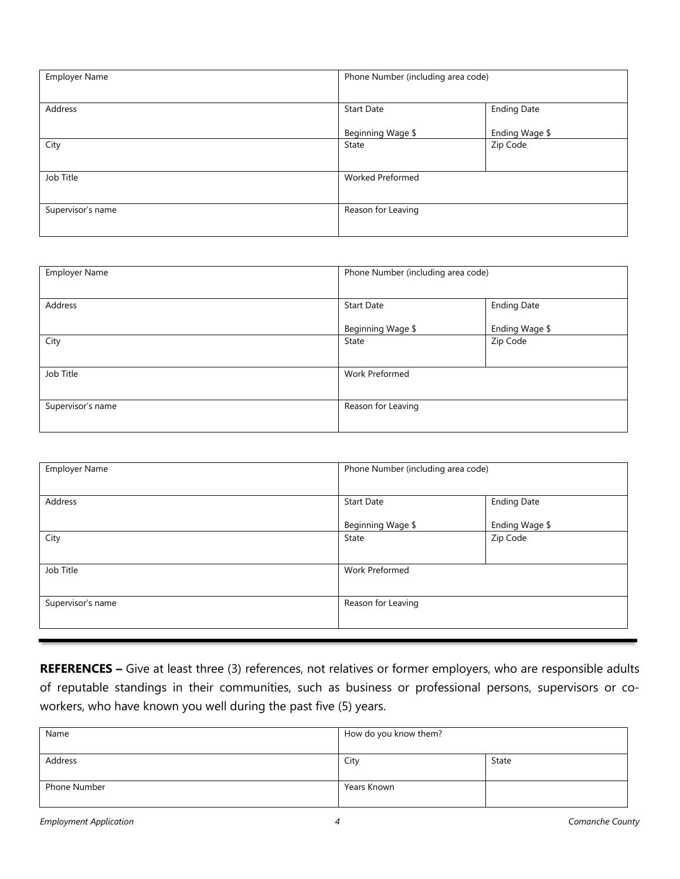| Employer Name | Phone Number (including area code) | |
|---|---|---|
| Address | Start Date<br>Beginning Wage $ | Ending Date<br>Ending Wage $ |
| City | State | Zip Code |
| Job Title | Worked Preformed | |
| Supervisor's name | Reason for Leaving | |

| Employer Name | Phone Number (including area code) | |
|---|---|---|
| Address | Start Date<br>Beginning Wage $ | Ending Date<br>Ending Wage $ |
| City | State | Zip Code |
| Job Title | Work Preformed | |
| Supervisor's name | Reason for Leaving | |

| Employer Name | Phone Number (including area code) | |
|---|---|---|
| Address | Start Date<br>Beginning Wage $ | Ending Date<br>Ending Wage $ |
| City | State | Zip Code |
| Job Title | Work Preformed | |
| Supervisor's name | Reason for Leaving | |

---

**REFERENCES –** Give at least three (3) references, not relatives or former employers, who are responsible adults of reputable standings in their communities, such as business or professional persons, supervisors or co-workers, who have known you well during the past five (5) years.

| Name | How do you know them? | |
|---|---|---|
| Address | City | State |
| Phone Number | Years Known | |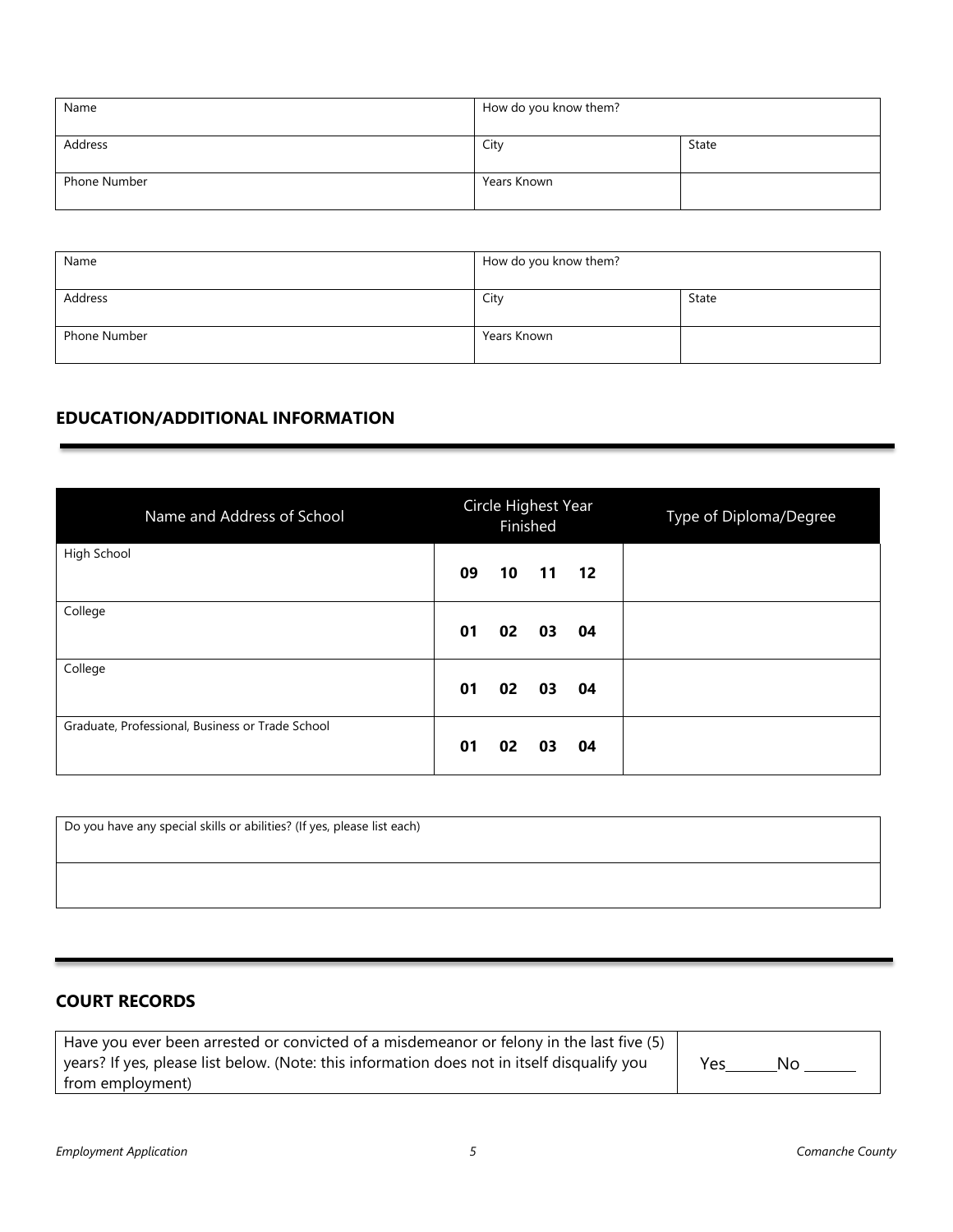| Name | How do you know them? | |
|---|---|---|
| Address | City | State |
| Phone Number | Years Known | |

| Name | How do you know them? | |
|---|---|---|
| Address | City | State |
| Phone Number | Years Known | |

## EDUCATION/ADDITIONAL INFORMATION

| Name and Address of School | Circle Highest Year Finished | Type of Diploma/Degree |
|---|---|---|
| High School | **09 10 11 12** | |
| College | **01 02 03 04** | |
| College | **01 02 03 04** | |
| Graduate, Professional, Business or Trade School | **01 02 03 04** | |

| Do you have any special skills or abilities? (If yes, please list each) |
|---|
| |

## COURT RECORDS

| Have you ever been arrested or convicted of a misdemeanor or felony in the last five (5) years? If yes, please list below. (Note: this information does not in itself disqualify you from employment) | Yes_______No _______ |
|---|---|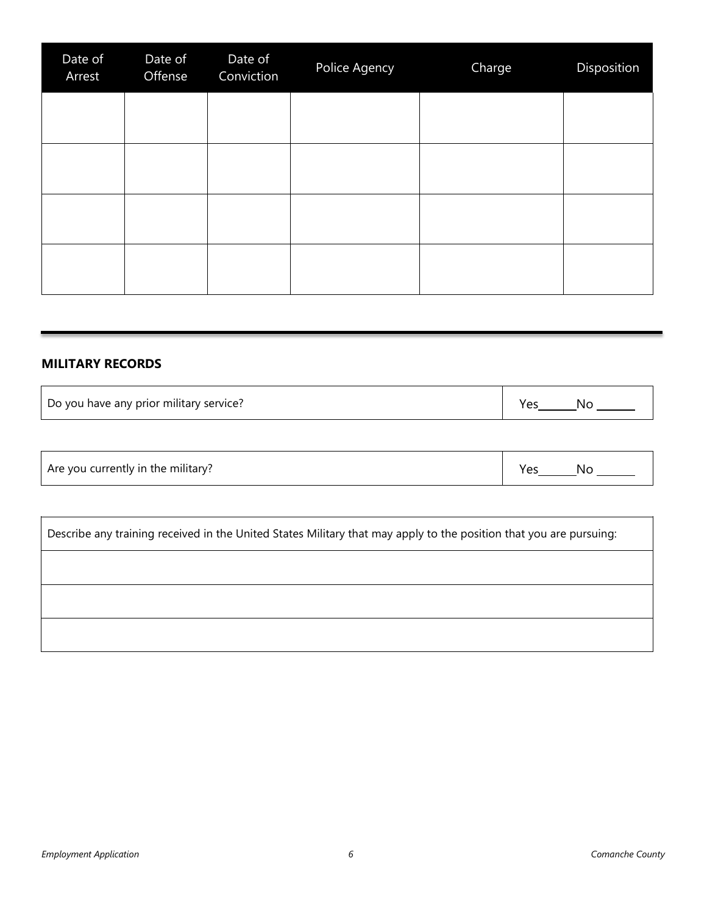| Date of Arrest | Date of Offense | Date of Conviction | Police Agency | Charge | Disposition |
|---|---|---|---|---|---|
| | | | | | |
| | | | | | |
| | | | | | |
| | | | | | |

---

**MILITARY RECORDS**

| Do you have any prior military service? | Yes______ No ______ |
|---|---|

| Are you currently in the military? | Yes______ No ______ |
|---|---|

| Describe any training received in the United States Military that may apply to the position that you are pursuing: |
|---|
| |
| |
| |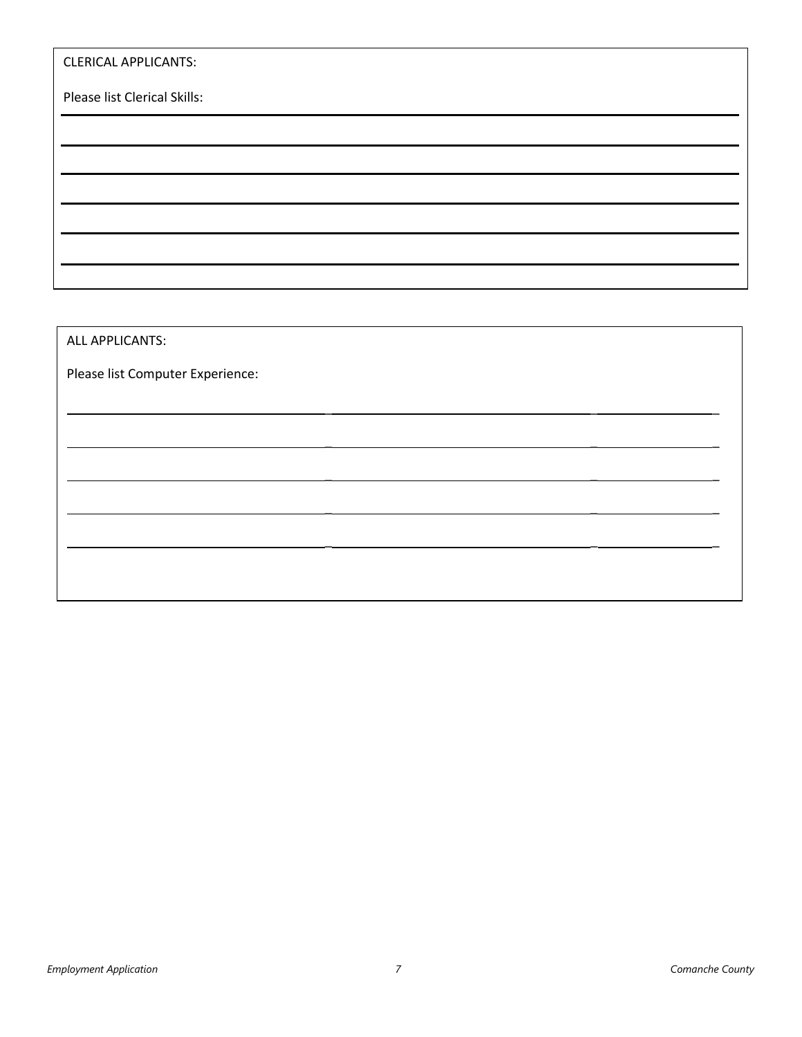CLERICAL APPLICANTS:

Please list Clerical Skills:

______________________________________________________________________________

______________________________________________________________________________

______________________________________________________________________________

______________________________________________________________________________

______________________________________________________________________________

______________________________________________________________________________

ALL APPLICANTS:

Please list Computer Experience:

______________________________ ______________________________ ______________

______________________________ ______________________________ ______________

______________________________ ______________________________ ______________

______________________________ ______________________________ ______________

______________________________ ______________________________ ______________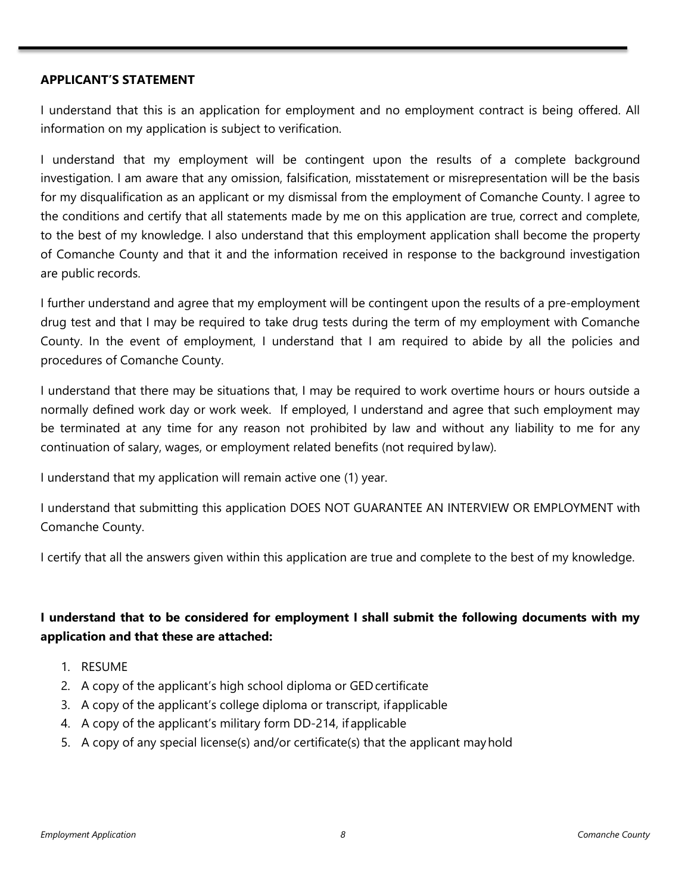**APPLICANT'S STATEMENT**

I understand that this is an application for employment and no employment contract is being offered. All information on my application is subject to verification.

I understand that my employment will be contingent upon the results of a complete background investigation. I am aware that any omission, falsification, misstatement or misrepresentation will be the basis for my disqualification as an applicant or my dismissal from the employment of Comanche County. I agree to the conditions and certify that all statements made by me on this application are true, correct and complete, to the best of my knowledge. I also understand that this employment application shall become the property of Comanche County and that it and the information received in response to the background investigation are public records.

I further understand and agree that my employment will be contingent upon the results of a pre-employment drug test and that I may be required to take drug tests during the term of my employment with Comanche County. In the event of employment, I understand that I am required to abide by all the policies and procedures of Comanche County.

I understand that there may be situations that, I may be required to work overtime hours or hours outside a normally defined work day or work week. If employed, I understand and agree that such employment may be terminated at any time for any reason not prohibited by law and without any liability to me for any continuation of salary, wages, or employment related benefits (not required by law).

I understand that my application will remain active one (1) year.

I understand that submitting this application DOES NOT GUARANTEE AN INTERVIEW OR EMPLOYMENT with Comanche County.

I certify that all the answers given within this application are true and complete to the best of my knowledge.

**I understand that to be considered for employment I shall submit the following documents with my application and that these are attached:**

1. RESUME
2. A copy of the applicant's high school diploma or GED certificate
3. A copy of the applicant's college diploma or transcript, if applicable
4. A copy of the applicant's military form DD-214, if applicable
5. A copy of any special license(s) and/or certificate(s) that the applicant may hold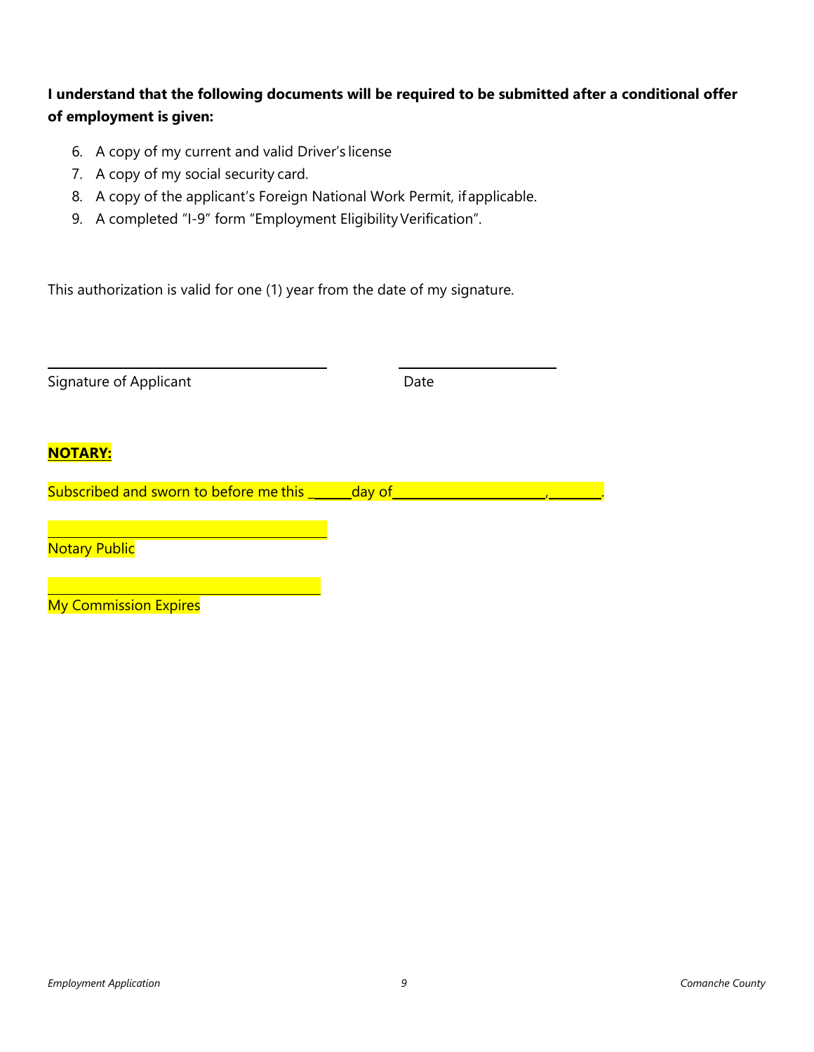**I understand that the following documents will be required to be submitted after a conditional offer of employment is given:**

6. A copy of my current and valid Driver's license
7. A copy of my social security card.
8. A copy of the applicant's Foreign National Work Permit, if applicable.
9. A completed "I-9" form "Employment Eligibility Verification".

This authorization is valid for one (1) year from the date of my signature.

\_\_\_\_\_\_\_\_\_\_\_\_\_\_\_\_\_\_\_\_\_\_\_\_\_\_\_\_\_\_\_\_\_\_\_\_\_\_\_\_ \_\_\_\_\_\_\_\_\_\_\_\_\_\_\_\_\_\_\_\_\_\_

Signature of Applicant Date

**NOTARY:**

Subscribed and sworn to before me this \_\_\_\_\_\_day of\_\_\_\_\_\_\_\_\_\_\_\_\_\_\_\_\_\_\_\_\_\_,\_\_\_\_\_\_\_\_.

\_\_\_\_\_\_\_\_\_\_\_\_\_\_\_\_\_\_\_\_\_\_\_\_\_\_\_\_\_\_\_\_\_\_\_\_\_\_\_\_

Notary Public

\_\_\_\_\_\_\_\_\_\_\_\_\_\_\_\_\_\_\_\_\_\_\_\_\_\_\_\_\_\_\_\_\_\_\_\_\_\_\_\_

My Commission Expires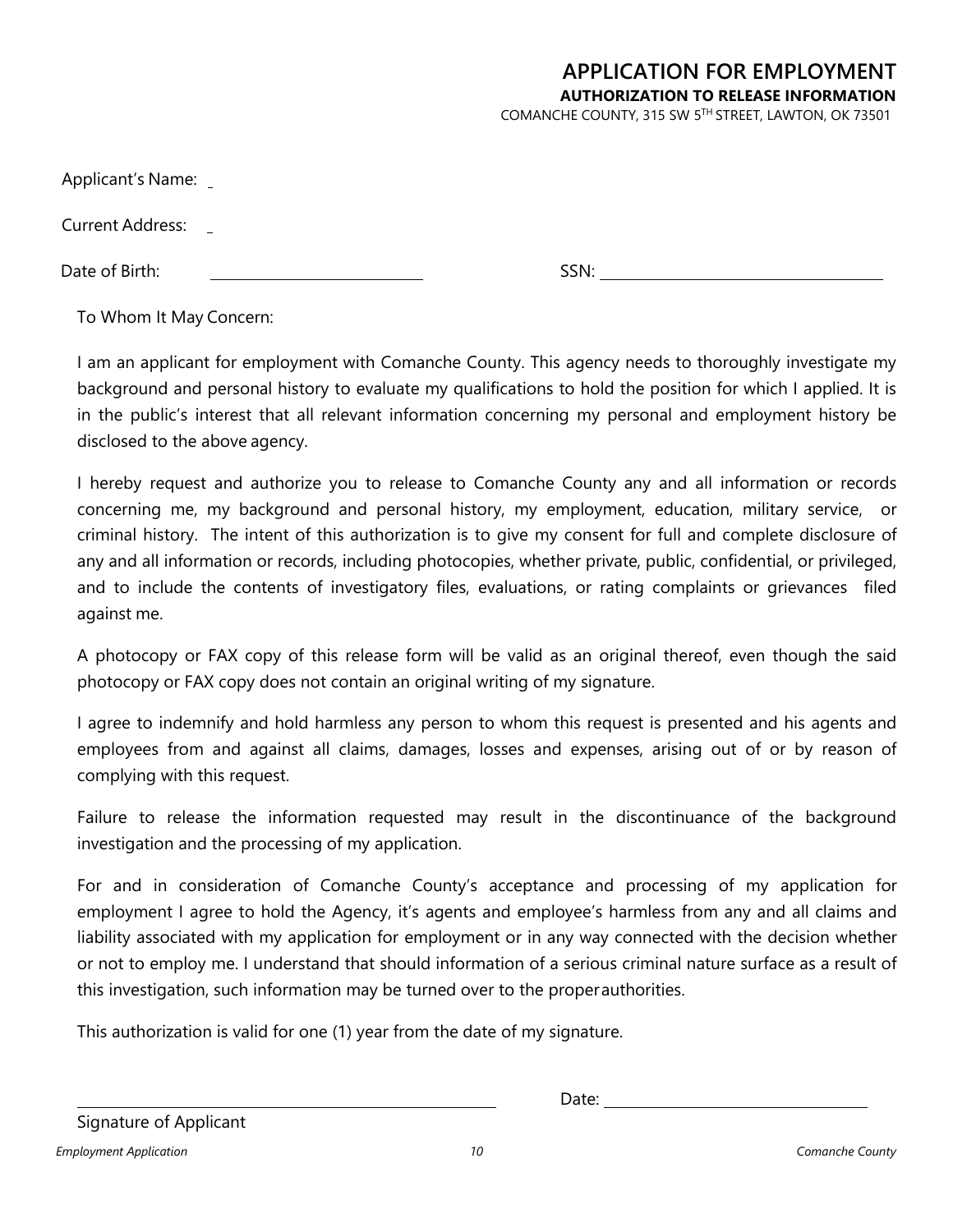# APPLICATION FOR EMPLOYMENT

## AUTHORIZATION TO RELEASE INFORMATION

COMANCHE COUNTY, 315 SW 5TH STREET, LAWTON, OK 73501

Applicant's Name: _

Current Address: _

Date of Birth: ____________________ SSN: ____________________

To Whom It May Concern:

I am an applicant for employment with Comanche County. This agency needs to thoroughly investigate my background and personal history to evaluate my qualifications to hold the position for which I applied. It is in the public's interest that all relevant information concerning my personal and employment history be disclosed to the above agency.

I hereby request and authorize you to release to Comanche County any and all information or records concerning me, my background and personal history, my employment, education, military service, or criminal history. The intent of this authorization is to give my consent for full and complete disclosure of any and all information or records, including photocopies, whether private, public, confidential, or privileged, and to include the contents of investigatory files, evaluations, or rating complaints or grievances filed against me.

A photocopy or FAX copy of this release form will be valid as an original thereof, even though the said photocopy or FAX copy does not contain an original writing of my signature.

I agree to indemnify and hold harmless any person to whom this request is presented and his agents and employees from and against all claims, damages, losses and expenses, arising out of or by reason of complying with this request.

Failure to release the information requested may result in the discontinuance of the background investigation and the processing of my application.

For and in consideration of Comanche County's acceptance and processing of my application for employment I agree to hold the Agency, it's agents and employee's harmless from any and all claims and liability associated with my application for employment or in any way connected with the decision whether or not to employ me. I understand that should information of a serious criminal nature surface as a result of this investigation, such information may be turned over to the proper authorities.

This authorization is valid for one (1) year from the date of my signature.

____________________ Date: ____________________

Signature of Applicant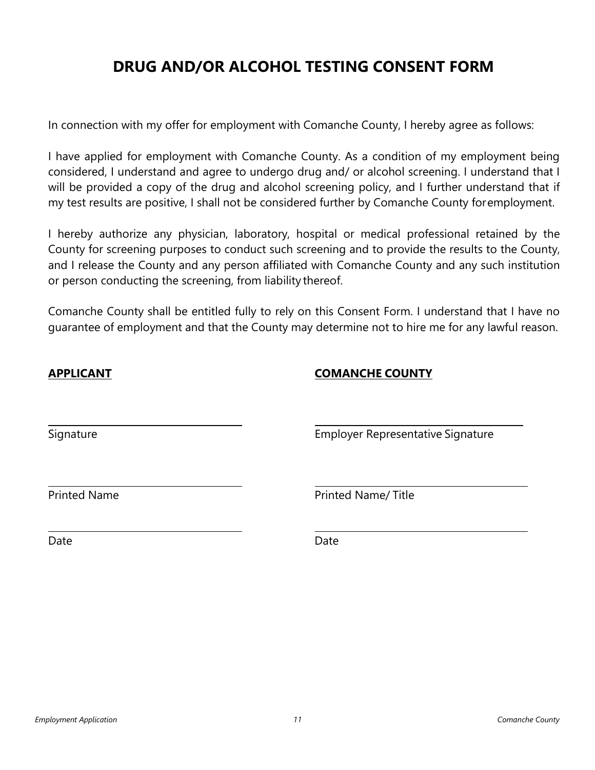# DRUG AND/OR ALCOHOL TESTING CONSENT FORM

In connection with my offer for employment with Comanche County, I hereby agree as follows:

I have applied for employment with Comanche County. As a condition of my employment being considered, I understand and agree to undergo drug and/ or alcohol screening. I understand that I will be provided a copy of the drug and alcohol screening policy, and I further understand that if my test results are positive, I shall not be considered further by Comanche County for employment.

I hereby authorize any physician, laboratory, hospital or medical professional retained by the County for screening purposes to conduct such screening and to provide the results to the County, and I release the County and any person affiliated with Comanche County and any such institution or person conducting the screening, from liability thereof.

Comanche County shall be entitled fully to rely on this Consent Form. I understand that I have no guarantee of employment and that the County may determine not to hire me for any lawful reason.

| **APPLICANT** | **COMANCHE COUNTY** |
|---|---|
| ______________________ | ______________________ |
| Signature | Employer Representative Signature |
| ______________________ | ______________________ |
| Printed Name | Printed Name/ Title |
| ______________________ | ______________________ |
| Date | Date |